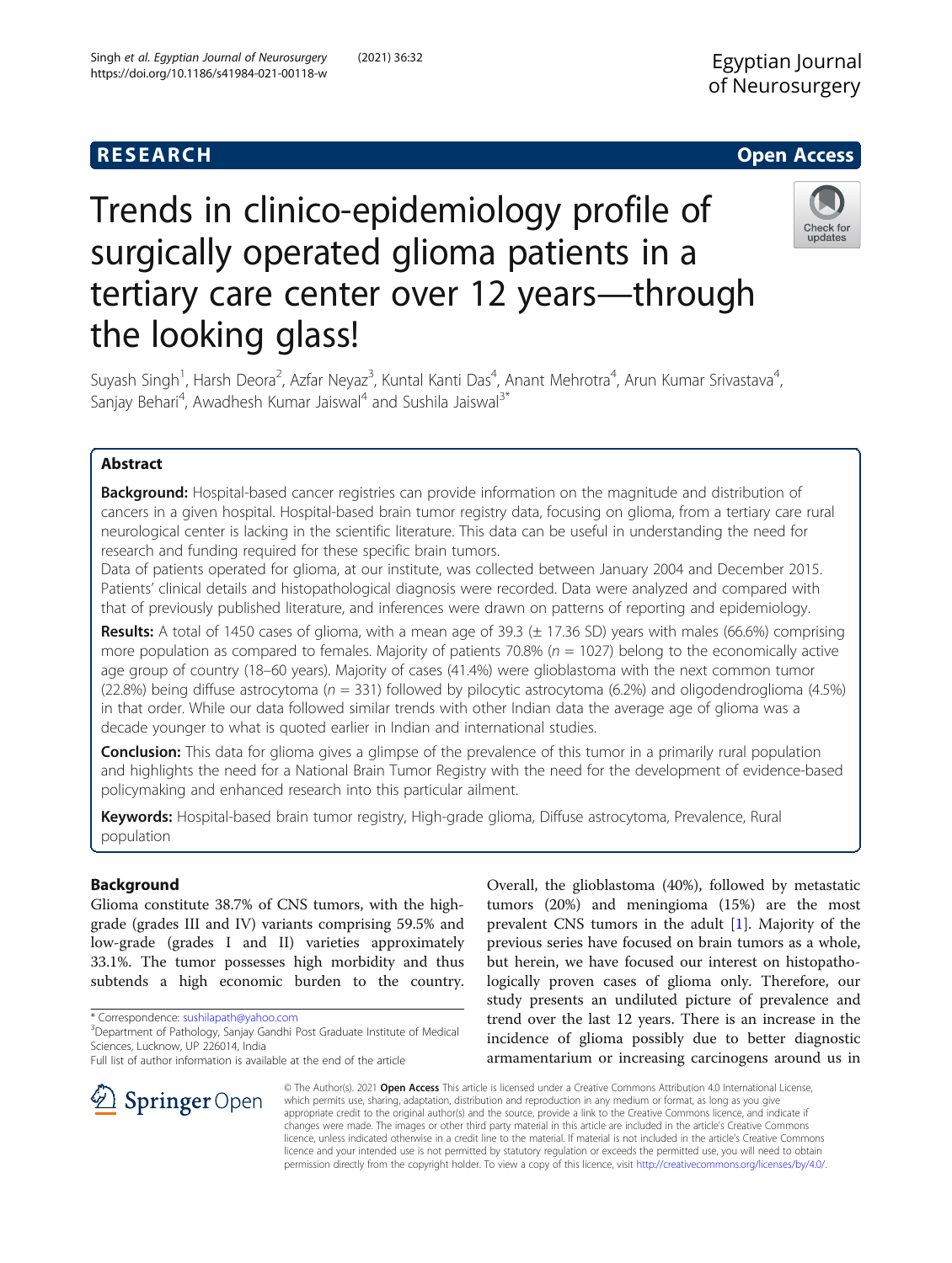RESEARCH | Open Access

# Trends in clinico-epidemiology profile of surgically operated glioma patients in a tertiary care center over 12 years—through the looking glass!

Suyash Singh[1], Harsh Deora[2], Azfar Neyaz[3], Kuntal Kanti Das[4], Anant Mehrotra[4], Arun Kumar Srivastava[4], Sanjay Behari[4], Awadhesh Kumar Jaiswal[4] and Sushila Jaiswal[3*]

## Abstract

**Background:** Hospital-based cancer registries can provide information on the magnitude and distribution of cancers in a given hospital. Hospital-based brain tumor registry data, focusing on glioma, from a tertiary care rural neurological center is lacking in the scientific literature. This data can be useful in understanding the need for research and funding required for these specific brain tumors.

Data of patients operated for glioma, at our institute, was collected between January 2004 and December 2015. Patients' clinical details and histopathological diagnosis were recorded. Data were analyzed and compared with that of previously published literature, and inferences were drawn on patterns of reporting and epidemiology.

**Results:** A total of 1450 cases of glioma, with a mean age of 39.3 (± 17.36 SD) years with males (66.6%) comprising more population as compared to females. Majority of patients 70.8% ($n$ = 1027) belong to the economically active age group of country (18–60 years). Majority of cases (41.4%) were glioblastoma with the next common tumor (22.8%) being diffuse astrocytoma ($n$ = 331) followed by pilocytic astrocytoma (6.2%) and oligodendroglioma (4.5%) in that order. While our data followed similar trends with other Indian data the average age of glioma was a decade younger to what is quoted earlier in Indian and international studies.

**Conclusion:** This data for glioma gives a glimpse of the prevalence of this tumor in a primarily rural population and highlights the need for a National Brain Tumor Registry with the need for the development of evidence-based policymaking and enhanced research into this particular ailment.

**Keywords:** Hospital-based brain tumor registry, High-grade glioma, Diffuse astrocytoma, Prevalence, Rural population

## Background

Glioma constitute 38.7% of CNS tumors, with the high-grade (grades III and IV) variants comprising 59.5% and low-grade (grades I and II) varieties approximately 33.1%. The tumor possesses high morbidity and thus subtends a high economic burden to the country. Overall, the glioblastoma (40%), followed by metastatic tumors (20%) and meningioma (15%) are the most prevalent CNS tumors in the adult [1]. Majority of the previous series have focused on brain tumors as a whole, but herein, we have focused our interest on histopathologically proven cases of glioma only. Therefore, our study presents an undiluted picture of prevalence and trend over the last 12 years. There is an increase in the incidence of glioma possibly due to better diagnostic armamentarium or increasing carcinogens around us in

\* Correspondence: sushilapath@yahoo.com
[3]Department of Pathology, Sanjay Gandhi Post Graduate Institute of Medical Sciences, Lucknow, UP 226014, India
Full list of author information is available at the end of the article

© The Author(s). 2021 **Open Access** This article is licensed under a Creative Commons Attribution 4.0 International License, which permits use, sharing, adaptation, distribution and reproduction in any medium or format, as long as you give appropriate credit to the original author(s) and the source, provide a link to the Creative Commons licence, and indicate if changes were made. The images or other third party material in this article are included in the article's Creative Commons licence, unless indicated otherwise in a credit line to the material. If material is not included in the article's Creative Commons licence and your intended use is not permitted by statutory regulation or exceeds the permitted use, you will need to obtain permission directly from the copyright holder. To view a copy of this licence, visit http://creativecommons.org/licenses/by/4.0/.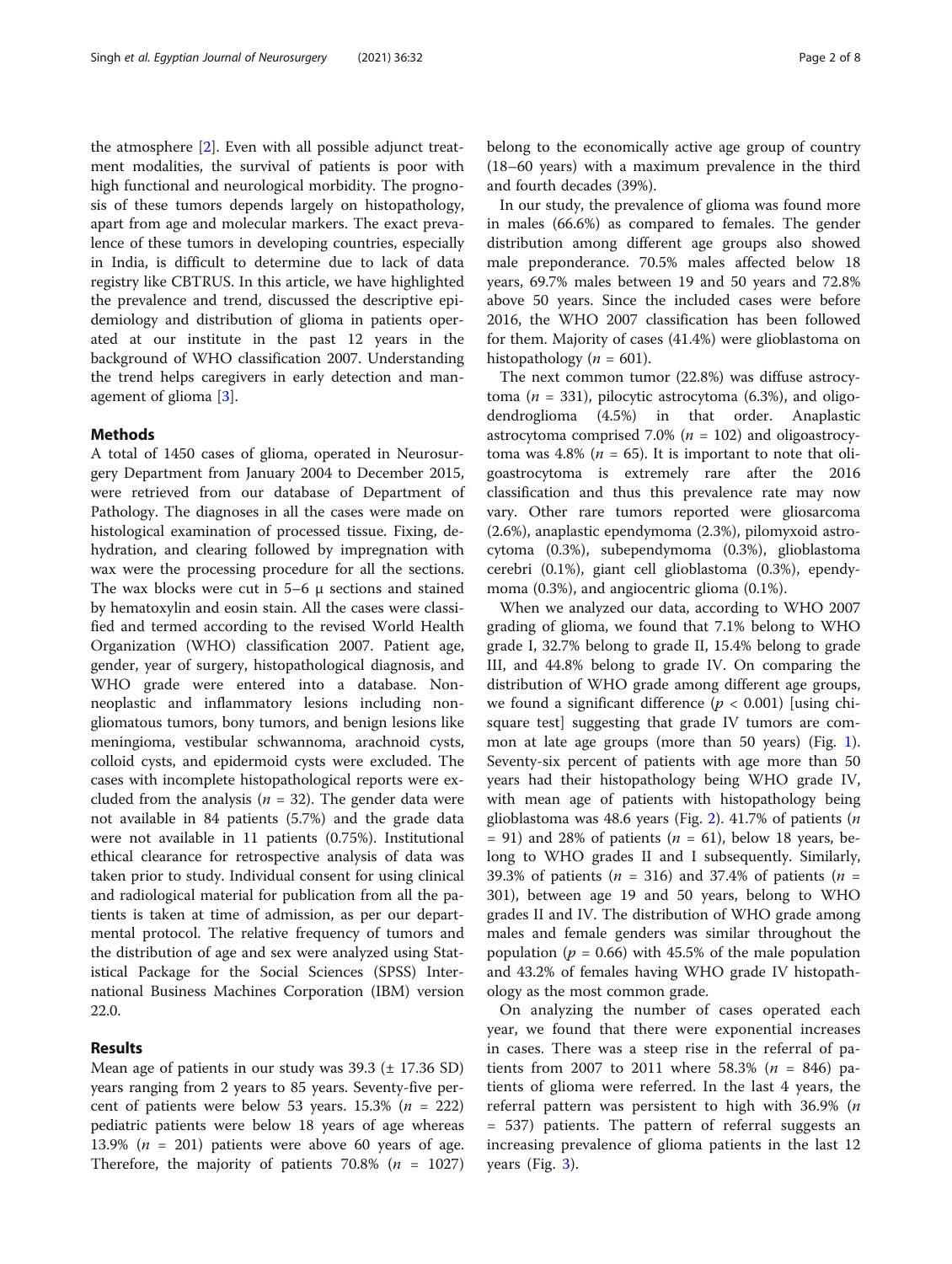the atmosphere [2]. Even with all possible adjunct treatment modalities, the survival of patients is poor with high functional and neurological morbidity. The prognosis of these tumors depends largely on histopathology, apart from age and molecular markers. The exact prevalence of these tumors in developing countries, especially in India, is difficult to determine due to lack of data registry like CBTRUS. In this article, we have highlighted the prevalence and trend, discussed the descriptive epidemiology and distribution of glioma in patients operated at our institute in the past 12 years in the background of WHO classification 2007. Understanding the trend helps caregivers in early detection and management of glioma [3].

## Methods

A total of 1450 cases of glioma, operated in Neurosurgery Department from January 2004 to December 2015, were retrieved from our database of Department of Pathology. The diagnoses in all the cases were made on histological examination of processed tissue. Fixing, dehydration, and clearing followed by impregnation with wax were the processing procedure for all the sections. The wax blocks were cut in 5–6 μ sections and stained by hematoxylin and eosin stain. All the cases were classified and termed according to the revised World Health Organization (WHO) classification 2007. Patient age, gender, year of surgery, histopathological diagnosis, and WHO grade were entered into a database. Non-neoplastic and inflammatory lesions including non-gliomatous tumors, bony tumors, and benign lesions like meningioma, vestibular schwannoma, arachnoid cysts, colloid cysts, and epidermoid cysts were excluded. The cases with incomplete histopathological reports were excluded from the analysis ($n$ = 32). The gender data were not available in 84 patients (5.7%) and the grade data were not available in 11 patients (0.75%). Institutional ethical clearance for retrospective analysis of data was taken prior to study. Individual consent for using clinical and radiological material for publication from all the patients is taken at time of admission, as per our departmental protocol. The relative frequency of tumors and the distribution of age and sex were analyzed using Statistical Package for the Social Sciences (SPSS) International Business Machines Corporation (IBM) version 22.0.

## Results

Mean age of patients in our study was 39.3 (± 17.36 SD) years ranging from 2 years to 85 years. Seventy-five percent of patients were below 53 years. 15.3% ($n$ = 222) pediatric patients were below 18 years of age whereas 13.9% ($n$ = 201) patients were above 60 years of age. Therefore, the majority of patients 70.8% ($n$ = 1027) belong to the economically active age group of country (18–60 years) with a maximum prevalence in the third and fourth decades (39%).

In our study, the prevalence of glioma was found more in males (66.6%) as compared to females. The gender distribution among different age groups also showed male preponderance. 70.5% males affected below 18 years, 69.7% males between 19 and 50 years and 72.8% above 50 years. Since the included cases were before 2016, the WHO 2007 classification has been followed for them. Majority of cases (41.4%) were glioblastoma on histopathology ($n$ = 601).

The next common tumor (22.8%) was diffuse astrocytoma ($n$ = 331), pilocytic astrocytoma (6.3%), and oligodendroglioma (4.5%) in that order. Anaplastic astrocytoma comprised 7.0% ($n$ = 102) and oligoastrocytoma was 4.8% ($n$ = 65). It is important to note that oligoastrocytoma is extremely rare after the 2016 classification and thus this prevalence rate may now vary. Other rare tumors reported were gliosarcoma (2.6%), anaplastic ependymoma (2.3%), pilomyxoid astrocytoma (0.3%), subependymoma (0.3%), glioblastoma cerebri (0.1%), giant cell glioblastoma (0.3%), ependymoma (0.3%), and angiocentric glioma (0.1%).

When we analyzed our data, according to WHO 2007 grading of glioma, we found that 7.1% belong to WHO grade I, 32.7% belong to grade II, 15.4% belong to grade III, and 44.8% belong to grade IV. On comparing the distribution of WHO grade among different age groups, we found a significant difference ($p < 0.001$) [using chi-square test] suggesting that grade IV tumors are common at late age groups (more than 50 years) (Fig. 1). Seventy-six percent of patients with age more than 50 years had their histopathology being WHO grade IV, with mean age of patients with histopathology being glioblastoma was 48.6 years (Fig. 2). 41.7% of patients ($n$ = 91) and 28% of patients ($n$ = 61), below 18 years, belong to WHO grades II and I subsequently. Similarly, 39.3% of patients ($n$ = 316) and 37.4% of patients ($n$ = 301), between age 19 and 50 years, belong to WHO grades II and IV. The distribution of WHO grade among males and female genders was similar throughout the population ($p$ = 0.66) with 45.5% of the male population and 43.2% of females having WHO grade IV histopathology as the most common grade.

On analyzing the number of cases operated each year, we found that there were exponential increases in cases. There was a steep rise in the referral of patients from 2007 to 2011 where 58.3% ($n$ = 846) patients of glioma were referred. In the last 4 years, the referral pattern was persistent to high with 36.9% ($n$ = 537) patients. The pattern of referral suggests an increasing prevalence of glioma patients in the last 12 years (Fig. 3).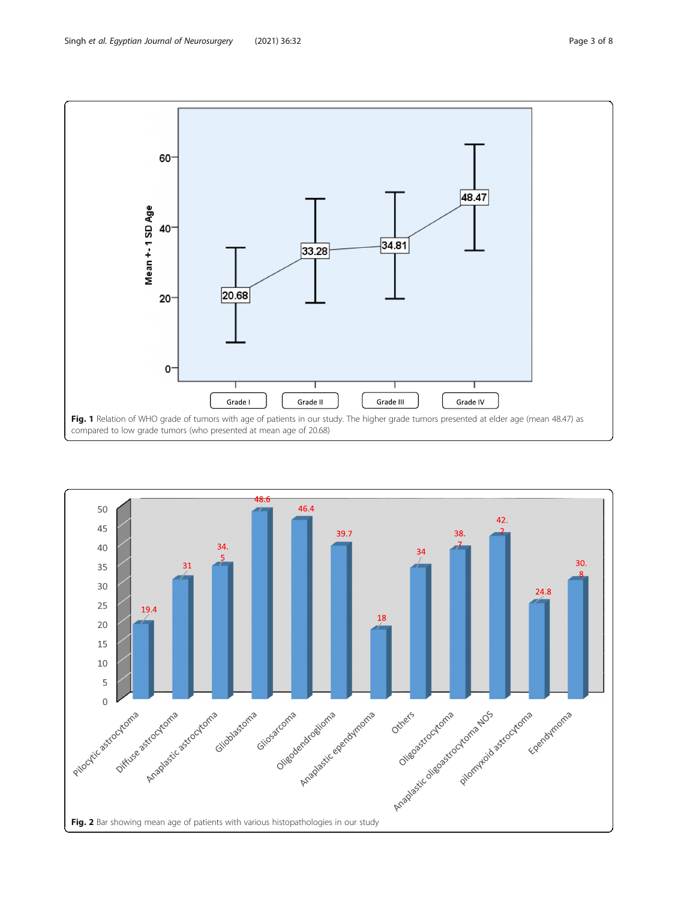**Fig. 1** Relation of WHO grade of tumors with age of patients in our study. The higher grade tumors presented at elder age (mean 48.47) as compared to low grade tumors (who presented at mean age of 20.68)

**Fig. 2** Bar showing mean age of patients with various histopathologies in our study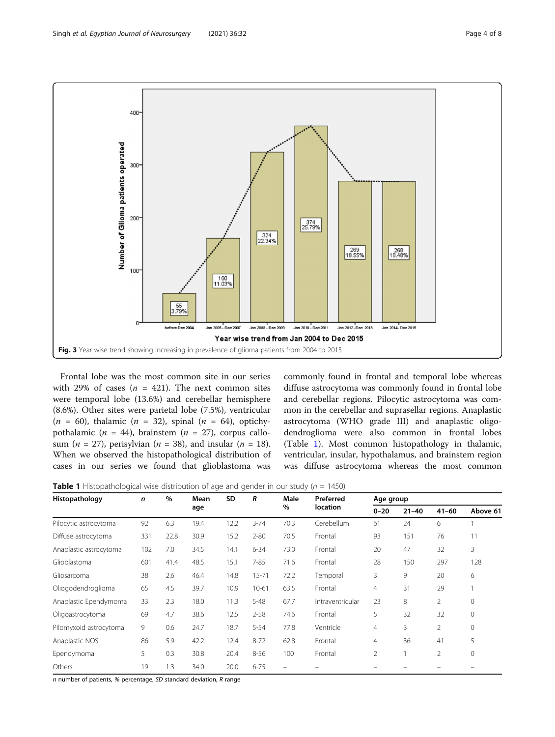Fig. 3 Year wise trend showing increasing in prevalence of glioma patients from 2004 to 2015

Frontal lobe was the most common site in our series with 29% of cases ($n$ = 421). The next common sites were temporal lobe (13.6%) and cerebellar hemisphere (8.6%). Other sites were parietal lobe (7.5%), ventricular ($n$ = 60), thalamic ($n$ = 32), spinal ($n$ = 64), optichypothalamic ($n$ = 44), brainstem ($n$ = 27), corpus callosum ($n$ = 27), perisylvian ($n$ = 38), and insular ($n$ = 18). When we observed the histopathological distribution of cases in our series we found that glioblastoma was commonly found in frontal and temporal lobe whereas diffuse astrocytoma was commonly found in frontal lobe and cerebellar regions. Pilocytic astrocytoma was common in the cerebellar and suprasellar regions. Anaplastic astrocytoma (WHO grade III) and anaplastic oligodendroglioma were also common in frontal lobes (Table 1). Most common histopathology in thalamic, ventricular, insular, hypothalamus, and brainstem region was diffuse astrocytoma whereas the most common

**Table 1** Histopathological wise distribution of age and gender in our study ($n$ = 1450)

| Histopathology | n | % | Mean age | SD | R | Male % | Preferred location | Age group | | | |
|---|---|---|---|---|---|---|---|---|---|---|---|
| | | | | | | | | 0–20 | 21–40 | 41–60 | Above 61 |
| Pilocytic astrocytoma | 92 | 6.3 | 19.4 | 12.2 | 3-74 | 70.3 | Cerebellum | 61 | 24 | 6 | 1 |
| Diffuse astrocytoma | 331 | 22.8 | 30.9 | 15.2 | 2-80 | 70.5 | Frontal | 93 | 151 | 76 | 11 |
| Anaplastic astrocytoma | 102 | 7.0 | 34.5 | 14.1 | 6-34 | 73.0 | Frontal | 20 | 47 | 32 | 3 |
| Glioblastoma | 601 | 41.4 | 48.5 | 15.1 | 7-85 | 71.6 | Frontal | 28 | 150 | 297 | 128 |
| Gliosarcoma | 38 | 2.6 | 46.4 | 14.8 | 15-71 | 72.2 | Temporal | 3 | 9 | 20 | 6 |
| Oliogodendroglioma | 65 | 4.5 | 39.7 | 10.9 | 10-61 | 63.5 | Frontal | 4 | 31 | 29 | 1 |
| Anaplastic Ependymoma | 33 | 2.3 | 18.0 | 11.3 | 5-48 | 67.7 | Intraventricular | 23 | 8 | 2 | 0 |
| Oligoastrocytoma | 69 | 4.7 | 38.6 | 12.5 | 2-58 | 74.6 | Frontal | 5 | 32 | 32 | 0 |
| Pilomyxoid astrocytoma | 9 | 0.6 | 24.7 | 18.7 | 5-54 | 77.8 | Ventricle | 4 | 3 | 2 | 0 |
| Anaplastic NOS | 86 | 5.9 | 42.2 | 12.4 | 8-72 | 62.8 | Frontal | 4 | 36 | 41 | 5 |
| Ependymoma | 5 | 0.3 | 30.8 | 20.4 | 8-56 | 100 | Frontal | 2 | 1 | 2 | 0 |
| Others | 19 | 1.3 | 34.0 | 20.0 | 6-75 | – | – | – | – | – | – |

*n* number of patients, % percentage, *SD* standard deviation, *R* range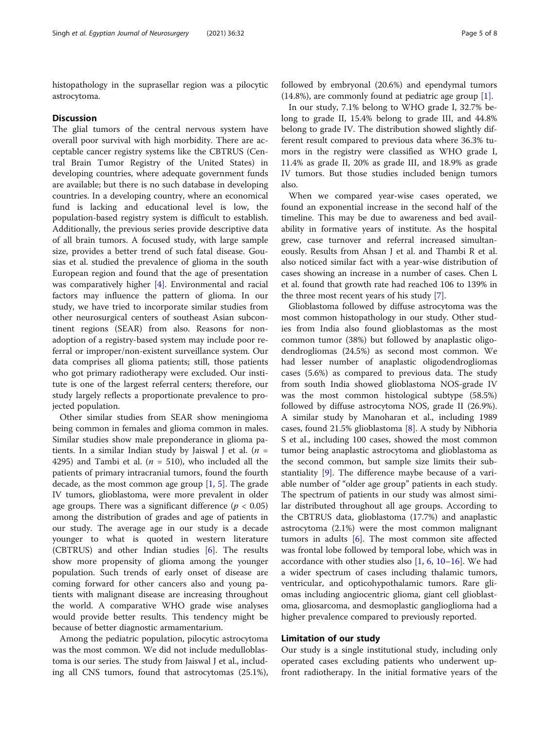histopathology in the suprasellar region was a pilocytic astrocytoma.

## Discussion

The glial tumors of the central nervous system have overall poor survival with high morbidity. There are acceptable cancer registry systems like the CBTRUS (Central Brain Tumor Registry of the United States) in developing countries, where adequate government funds are available; but there is no such database in developing countries. In a developing country, where an economical fund is lacking and educational level is low, the population-based registry system is difficult to establish. Additionally, the previous series provide descriptive data of all brain tumors. A focused study, with large sample size, provides a better trend of such fatal disease. Gousias et al. studied the prevalence of glioma in the south European region and found that the age of presentation was comparatively higher [4]. Environmental and racial factors may influence the pattern of glioma. In our study, we have tried to incorporate similar studies from other neurosurgical centers of southeast Asian subcontinent regions (SEAR) from also. Reasons for non-adoption of a registry-based system may include poor referral or improper/non-existent surveillance system. Our data comprises all glioma patients; still, those patients who got primary radiotherapy were excluded. Our institute is one of the largest referral centers; therefore, our study largely reflects a proportionate prevalence to projected population.

Other similar studies from SEAR show meningioma being common in females and glioma common in males. Similar studies show male preponderance in glioma patients. In a similar Indian study by Jaiswal J et al. ($n$ = 4295) and Tambi et al. ($n$ = 510), who included all the patients of primary intracranial tumors, found the fourth decade, as the most common age group [1, 5]. The grade IV tumors, glioblastoma, were more prevalent in older age groups. There was a significant difference ($p < 0.05$) among the distribution of grades and age of patients in our study. The average age in our study is a decade younger to what is quoted in western literature (CBTRUS) and other Indian studies [6]. The results show more propensity of glioma among the younger population. Such trends of early onset of disease are coming forward for other cancers also and young patients with malignant disease are increasing throughout the world. A comparative WHO grade wise analyses would provide better results. This tendency might be because of better diagnostic armamentarium.

Among the pediatric population, pilocytic astrocytoma was the most common. We did not include medulloblastoma is our series. The study from Jaiswal J et al., including all CNS tumors, found that astrocytomas (25.1%), followed by embryonal (20.6%) and ependymal tumors (14.8%), are commonly found at pediatric age group [1].

In our study, 7.1% belong to WHO grade I, 32.7% belong to grade II, 15.4% belong to grade III, and 44.8% belong to grade IV. The distribution showed slightly different result compared to previous data where 36.3% tumors in the registry were classified as WHO grade I, 11.4% as grade II, 20% as grade III, and 18.9% as grade IV tumors. But those studies included benign tumors also.

When we compared year-wise cases operated, we found an exponential increase in the second half of the timeline. This may be due to awareness and bed availability in formative years of institute. As the hospital grew, case turnover and referral increased simultaneously. Results from Ahsan J et al. and Thambi R et al. also noticed similar fact with a year-wise distribution of cases showing an increase in a number of cases. Chen L et al. found that growth rate had reached 106 to 139% in the three most recent years of his study [7].

Glioblastoma followed by diffuse astrocytoma was the most common histopathology in our study. Other studies from India also found glioblastomas as the most common tumor (38%) but followed by anaplastic oligodendrogliomas (24.5%) as second most common. We had lesser number of anaplastic oligodendrogliomas cases (5.6%) as compared to previous data. The study from south India showed glioblastoma NOS-grade IV was the most common histological subtype (58.5%) followed by diffuse astrocytoma NOS, grade II (26.9%). A similar study by Manoharan et al., including 1989 cases, found 21.5% glioblastoma [8]. A study by Nibhoria S et al., including 100 cases, showed the most common tumor being anaplastic astrocytoma and glioblastoma as the second common, but sample size limits their substantiality [9]. The difference maybe because of a variable number of "older age group" patients in each study. The spectrum of patients in our study was almost similar distributed throughout all age groups. According to the CBTRUS data, glioblastoma (17.7%) and anaplastic astrocytoma (2.1%) were the most common malignant tumors in adults [6]. The most common site affected was frontal lobe followed by temporal lobe, which was in accordance with other studies also [1, 6, 10–16]. We had a wider spectrum of cases including thalamic tumors, ventricular, and opticohypothalamic tumors. Rare gliomas including angiocentric glioma, giant cell glioblastoma, gliosarcoma, and desmoplastic ganglioglioma had a higher prevalence compared to previously reported.

## Limitation of our study

Our study is a single institutional study, including only operated cases excluding patients who underwent upfront radiotherapy. In the initial formative years of the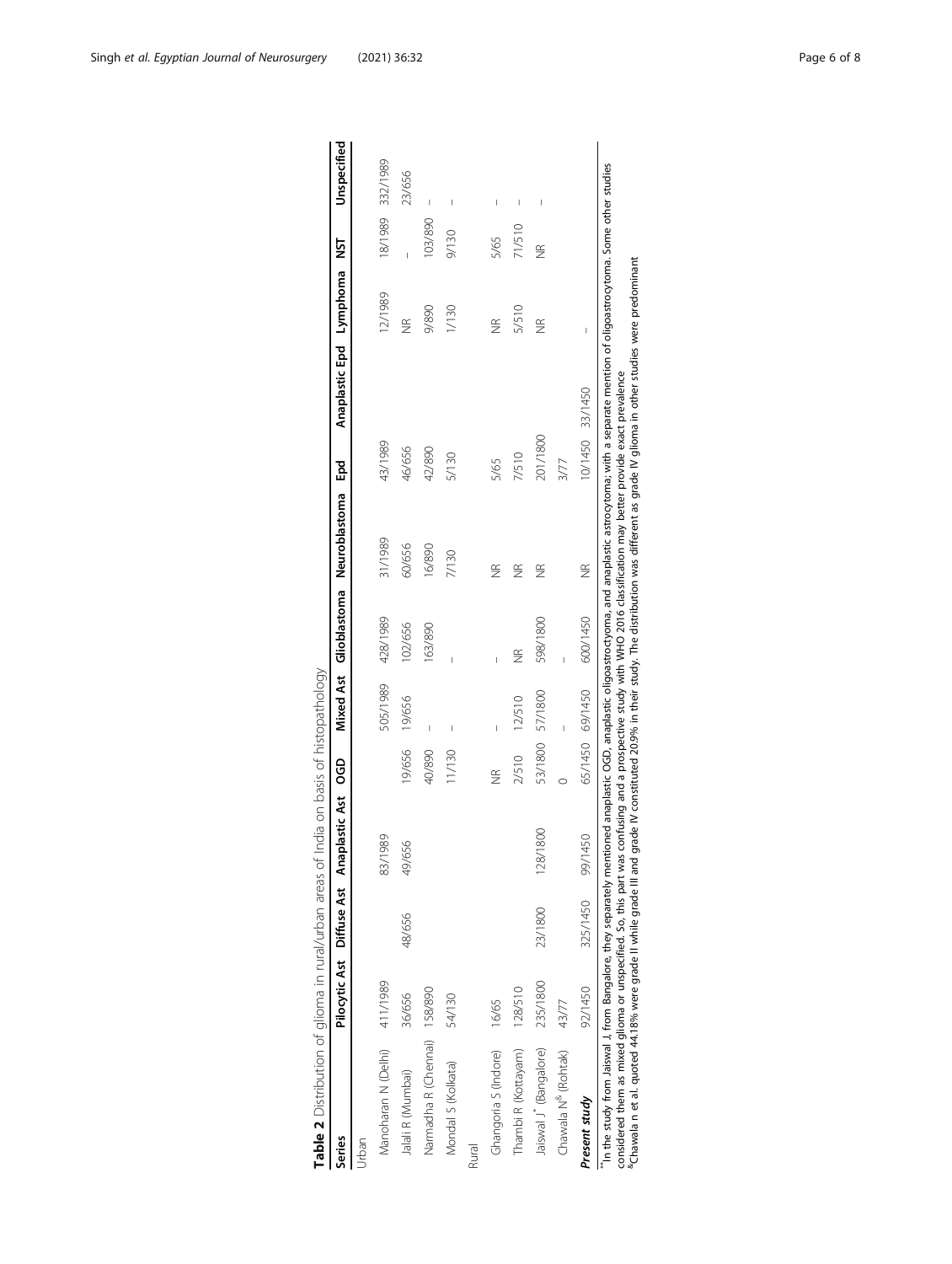**Table 2** Distribution of glioma in rural/urban areas of India on basis of histopathology

| Series | Pilocytic Ast | Diffuse Ast | Anaplastic Ast | OGD | Mixed Ast | Glioblastoma | Neuroblastoma | Epd | Anaplastic Epd | Lymphoma | NST | Unspecified |
|---|---|---|---|---|---|---|---|---|---|---|---|---|
| Urban | | | | | | | | | | | | |
| Manoharan N (Delhi) | 411/1989 | | 83/1989 | | 505/1989 | 428/1989 | 31/1989 | 43/1989 | | 12/1989 | 18/1989 | 332/1989 |
| Jalal R (Mumbai) | 36/656 | 48/656 | 49/656 | 19/656 | 19/656 | 102/656 | 60/656 | 46/656 | | NR | – | 23/656 |
| Narmadha R (Chennai) | 158/890 | | | 40/890 | – | 163/890 | 16/890 | 42/890 | | 9/890 | 103/890 | – |
| Mondal S (Kolkata) | 54/130 | | | 11/130 | – | – | 7/130 | 5/130 | | 1/130 | 9/130 | – |
| Rural | | | | | | | | | | | | |
| Ghangoria S (Indore) | 16/65 | | | NR | – | – | NR | 5/65 | | NR | 5/65 | – |
| Thambi R (Kottayam) | 128/510 | | | 2/510 | 12/510 | NR | NR | 7/510 | | 5/510 | 71/510 | – |
| Jaiswal J* (Bangalore) | 235/1800 | 23/1800 | 128/1800 | 53/1800 | 57/1800 | 598/1800 | NR | 201/1800 | | NR | NR | – |
| Chawala N& (Rohtak) | 43/77 | | | 0 | – | – | | 3/77 | | | | |
| *Present study* | 92/1450 | 325/1450 | 99/1450 | 65/1450 | 69/1450 | 600/1450 | NR | 10/1450 | 33/1450 | – | | |

*In the study from Jaiswal J, from Bangalore, they separately mentioned anaplastic OGD, anaplastic oligoastroctyoma, and anaplastic astroytoma; with a separate mention of oligoastrocytoma. Some other studies considered them as mixed glioma or unspecified. So, this part was confusing and a prospective study with WHO 2016 classification may better provide exact prevalence

&Chawala n et al. quoted 44.18% were grade II while grade III and grade IV constituted 20.9% in their study. The distribution was different as grade IV glioma in other studies were predominant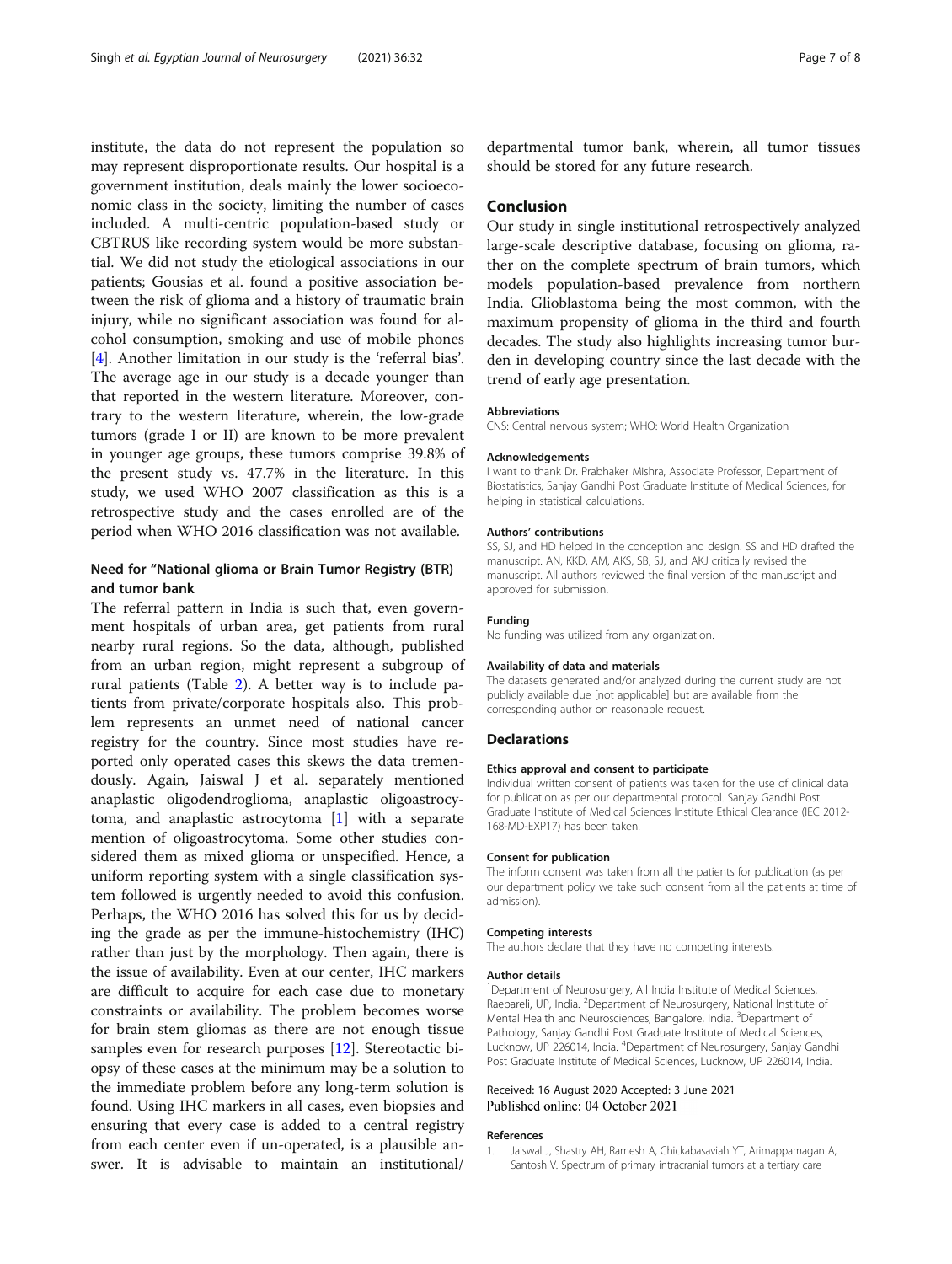institute, the data do not represent the population so may represent disproportionate results. Our hospital is a government institution, deals mainly the lower socioeconomic class in the society, limiting the number of cases included. A multi-centric population-based study or CBTRUS like recording system would be more substantial. We did not study the etiological associations in our patients; Gousias et al. found a positive association between the risk of glioma and a history of traumatic brain injury, while no significant association was found for alcohol consumption, smoking and use of mobile phones [4]. Another limitation in our study is the 'referral bias'. The average age in our study is a decade younger than that reported in the western literature. Moreover, contrary to the western literature, wherein, the low-grade tumors (grade I or II) are known to be more prevalent in younger age groups, these tumors comprise 39.8% of the present study vs. 47.7% in the literature. In this study, we used WHO 2007 classification as this is a retrospective study and the cases enrolled are of the period when WHO 2016 classification was not available.

### Need for "National glioma or Brain Tumor Registry (BTR) and tumor bank

The referral pattern in India is such that, even government hospitals of urban area, get patients from rural nearby rural regions. So the data, although, published from an urban region, might represent a subgroup of rural patients (Table 2). A better way is to include patients from private/corporate hospitals also. This problem represents an unmet need of national cancer registry for the country. Since most studies have reported only operated cases this skews the data tremendously. Again, Jaiswal J et al. separately mentioned anaplastic oligodendroglioma, anaplastic oligoastrocytoma, and anaplastic astrocytoma [1] with a separate mention of oligoastrocytoma. Some other studies considered them as mixed glioma or unspecified. Hence, a uniform reporting system with a single classification system followed is urgently needed to avoid this confusion. Perhaps, the WHO 2016 has solved this for us by deciding the grade as per the immune-histochemistry (IHC) rather than just by the morphology. Then again, there is the issue of availability. Even at our center, IHC markers are difficult to acquire for each case due to monetary constraints or availability. The problem becomes worse for brain stem gliomas as there are not enough tissue samples even for research purposes [12]. Stereotactic biopsy of these cases at the minimum may be a solution to the immediate problem before any long-term solution is found. Using IHC markers in all cases, even biopsies and ensuring that every case is added to a central registry from each center even if un-operated, is a plausible answer. It is advisable to maintain an institutional/departmental tumor bank, wherein, all tumor tissues should be stored for any future research.

## Conclusion

Our study in single institutional retrospectively analyzed large-scale descriptive database, focusing on glioma, rather on the complete spectrum of brain tumors, which models population-based prevalence from northern India. Glioblastoma being the most common, with the maximum propensity of glioma in the third and fourth decades. The study also highlights increasing tumor burden in developing country since the last decade with the trend of early age presentation.

#### Abbreviations

CNS: Central nervous system; WHO: World Health Organization

#### Acknowledgements

I want to thank Dr. Prabhaker Mishra, Associate Professor, Department of Biostatistics, Sanjay Gandhi Post Graduate Institute of Medical Sciences, for helping in statistical calculations.

#### Authors' contributions

SS, SJ, and HD helped in the conception and design. SS and HD drafted the manuscript. AN, KKD, AM, AKS, SB, SJ, and AKJ critically revised the manuscript. All authors reviewed the final version of the manuscript and approved for submission.

#### Funding

No funding was utilized from any organization.

#### Availability of data and materials

The datasets generated and/or analyzed during the current study are not publicly available due [not applicable] but are available from the corresponding author on reasonable request.

### Declarations

#### Ethics approval and consent to participate

Individual written consent of patients was taken for the use of clinical data for publication as per our departmental protocol. Sanjay Gandhi Post Graduate Institute of Medical Sciences Institute Ethical Clearance (IEC 2012-168-MD-EXP17) has been taken.

#### Consent for publication

The inform consent was taken from all the patients for publication (as per our department policy we take such consent from all the patients at time of admission).

#### Competing interests

The authors declare that they have no competing interests.

#### Author details

[1]Department of Neurosurgery, All India Institute of Medical Sciences, Raebareli, UP, India. [2]Department of Neurosurgery, National Institute of Mental Health and Neurosciences, Bangalore, India. [3]Department of Pathology, Sanjay Gandhi Post Graduate Institute of Medical Sciences, Lucknow, UP 226014, India. [4]Department of Neurosurgery, Sanjay Gandhi Post Graduate Institute of Medical Sciences, Lucknow, UP 226014, India.

Received: 16 August 2020 Accepted: 3 June 2021
Published online: 04 October 2021

#### References

1. Jaiswal J, Shastry AH, Ramesh A, Chickabasaviah YT, Arimappamagan A, Santosh V. Spectrum of primary intracranial tumors at a tertiary care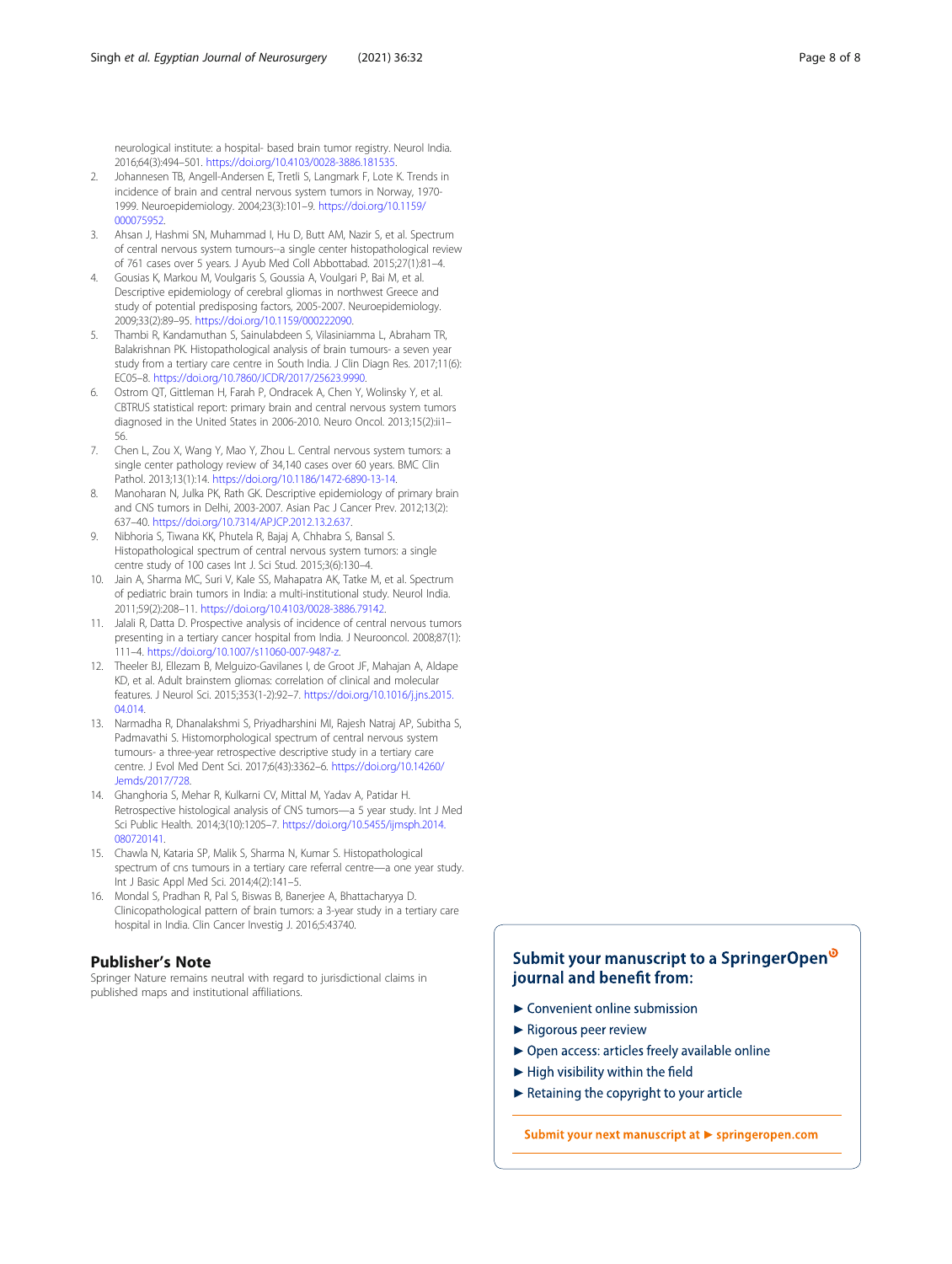neurological institute: a hospital- based brain tumor registry. Neurol India. 2016;64(3):494–501. https://doi.org/10.4103/0028-3886.181535.

2. Johannesen TB, Angell-Andersen E, Tretli S, Langmark F, Lote K. Trends in incidence of brain and central nervous system tumors in Norway, 1970-1999. Neuroepidemiology. 2004;23(3):101–9. https://doi.org/10.1159/000075952.
3. Ahsan J, Hashmi SN, Muhammad I, Hu D, Butt AM, Nazir S, et al. Spectrum of central nervous system tumours--a single center histopathological review of 761 cases over 5 years. J Ayub Med Coll Abbottabad. 2015;27(1):81–4.
4. Gousias K, Markou M, Voulgaris S, Goussia A, Voulgari P, Bai M, et al. Descriptive epidemiology of cerebral gliomas in northwest Greece and study of potential predisposing factors, 2005-2007. Neuroepidemiology. 2009;33(2):89–95. https://doi.org/10.1159/000222090.
5. Thambi R, Kandamuthan S, Sainulabdeen S, Vilasiniamma L, Abraham TR, Balakrishnan PK. Histopathological analysis of brain tumours- a seven year study from a tertiary care centre in South India. J Clin Diagn Res. 2017;11(6): EC05–8. https://doi.org/10.7860/JCDR/2017/25623.9990.
6. Ostrom QT, Gittleman H, Farah P, Ondracek A, Chen Y, Wolinsky Y, et al. CBTRUS statistical report: primary brain and central nervous system tumors diagnosed in the United States in 2006-2010. Neuro Oncol. 2013;15(2):ii1–56.
7. Chen L, Zou X, Wang Y, Mao Y, Zhou L. Central nervous system tumors: a single center pathology review of 34,140 cases over 60 years. BMC Clin Pathol. 2013;13(1):14. https://doi.org/10.1186/1472-6890-13-14.
8. Manoharan N, Julka PK, Rath GK. Descriptive epidemiology of primary brain and CNS tumors in Delhi, 2003-2007. Asian Pac J Cancer Prev. 2012;13(2): 637–40. https://doi.org/10.7314/APJCP.2012.13.2.637.
9. Nibhoria S, Tiwana KK, Phutela R, Bajaj A, Chhabra S, Bansal S. Histopathological spectrum of central nervous system tumors: a single centre study of 100 cases Int J. Sci Stud. 2015;3(6):130–4.
10. Jain A, Sharma MC, Suri V, Kale SS, Mahapatra AK, Tatke M, et al. Spectrum of pediatric brain tumors in India: a multi-institutional study. Neurol India. 2011;59(2):208–11. https://doi.org/10.4103/0028-3886.79142.
11. Jalali R, Datta D. Prospective analysis of incidence of central nervous tumors presenting in a tertiary cancer hospital from India. J Neurooncol. 2008;87(1): 111–4. https://doi.org/10.1007/s11060-007-9487-z.
12. Theeler BJ, Ellezam B, Melguizo-Gavilanes I, de Groot JF, Mahajan A, Aldape KD, et al. Adult brainstem gliomas: correlation of clinical and molecular features. J Neurol Sci. 2015;353(1-2):92–7. https://doi.org/10.1016/j.jns.2015.04.014.
13. Narmadha R, Dhanalakshmi S, Priyadharshini MI, Rajesh Natraj AP, Subitha S, Padmavathi S. Histomorphological spectrum of central nervous system tumours- a three-year retrospective descriptive study in a tertiary care centre. J Evol Med Dent Sci. 2017;6(43):3362–6. https://doi.org/10.14260/Jemds/2017/728.
14. Ghanghoria S, Mehar R, Kulkarni CV, Mittal M, Yadav A, Patidar H. Retrospective histological analysis of CNS tumors—a 5 year study. Int J Med Sci Public Health. 2014;3(10):1205–7. https://doi.org/10.5455/ijmsph.2014.080720141.
15. Chawla N, Kataria SP, Malik S, Sharma N, Kumar S. Histopathological spectrum of cns tumours in a tertiary care referral centre—a one year study. Int J Basic Appl Med Sci. 2014;4(2):141–5.
16. Mondal S, Pradhan R, Pal S, Biswas B, Banerjee A, Bhattacharyya D. Clinicopathological pattern of brain tumors: a 3-year study in a tertiary care hospital in India. Clin Cancer Investig J. 2016;5:43740.

## Publisher's Note

Springer Nature remains neutral with regard to jurisdictional claims in published maps and institutional affiliations.

**Submit your manuscript to a SpringerOpen journal and benefit from:**

- ► Convenient online submission
- ► Rigorous peer review
- ► Open access: articles freely available online
- ► High visibility within the field
- ► Retaining the copyright to your article

**Submit your next manuscript at ► springeropen.com**